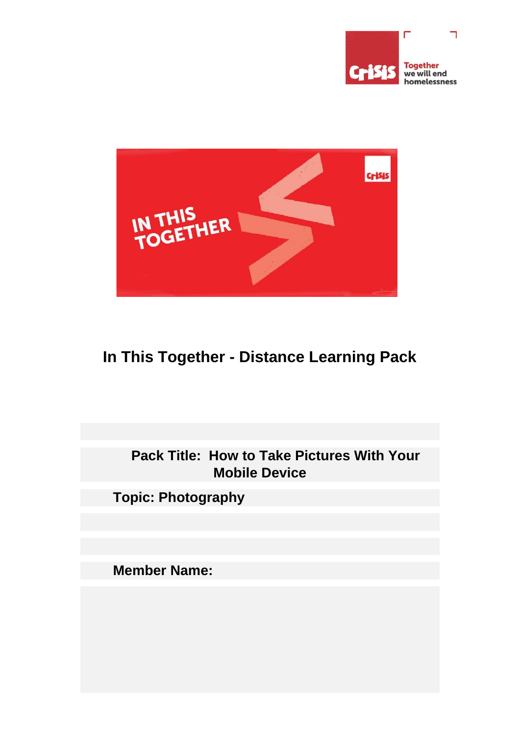# In This Together - Distance Learning Pack

**Pack Title: How to Take Pictures With Your Mobile Device**

**Topic: Photography**

**Member Name:**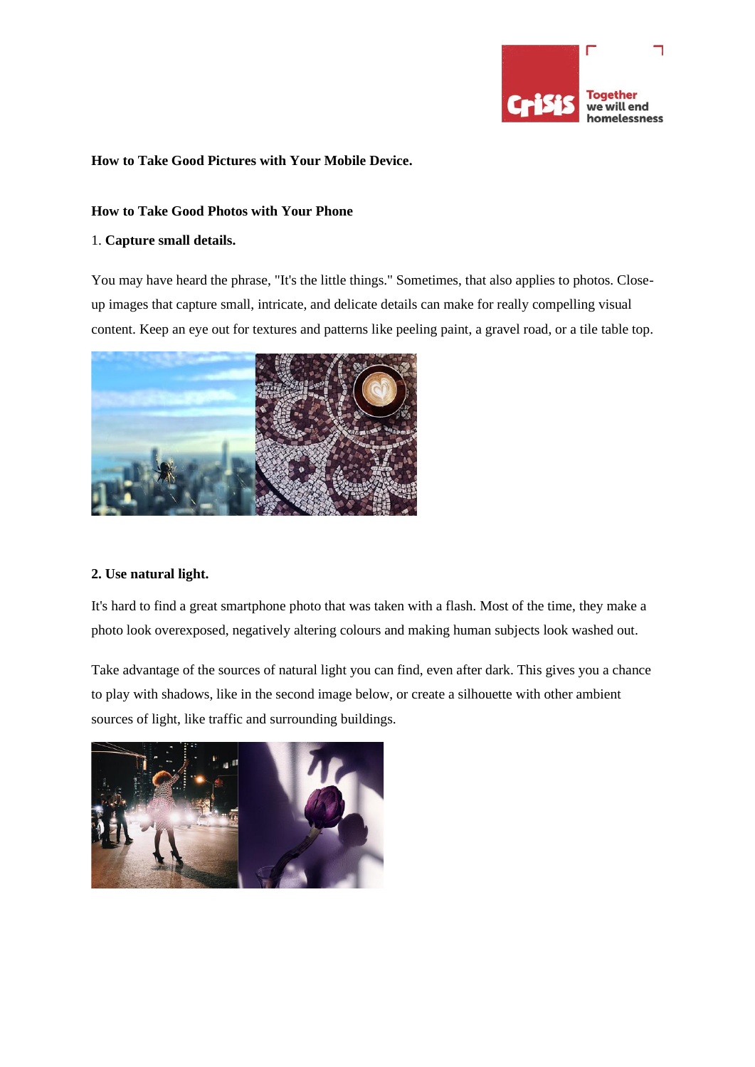**How to Take Good Pictures with Your Mobile Device.**

**How to Take Good Photos with Your Phone**

1. **Capture small details.**

You may have heard the phrase, "It's the little things." Sometimes, that also applies to photos. Close-up images that capture small, intricate, and delicate details can make for really compelling visual content. Keep an eye out for textures and patterns like peeling paint, a gravel road, or a tile table top.

**2. Use natural light.**

It's hard to find a great smartphone photo that was taken with a flash. Most of the time, they make a photo look overexposed, negatively altering colours and making human subjects look washed out.

Take advantage of the sources of natural light you can find, even after dark. This gives you a chance to play with shadows, like in the second image below, or create a silhouette with other ambient sources of light, like traffic and surrounding buildings.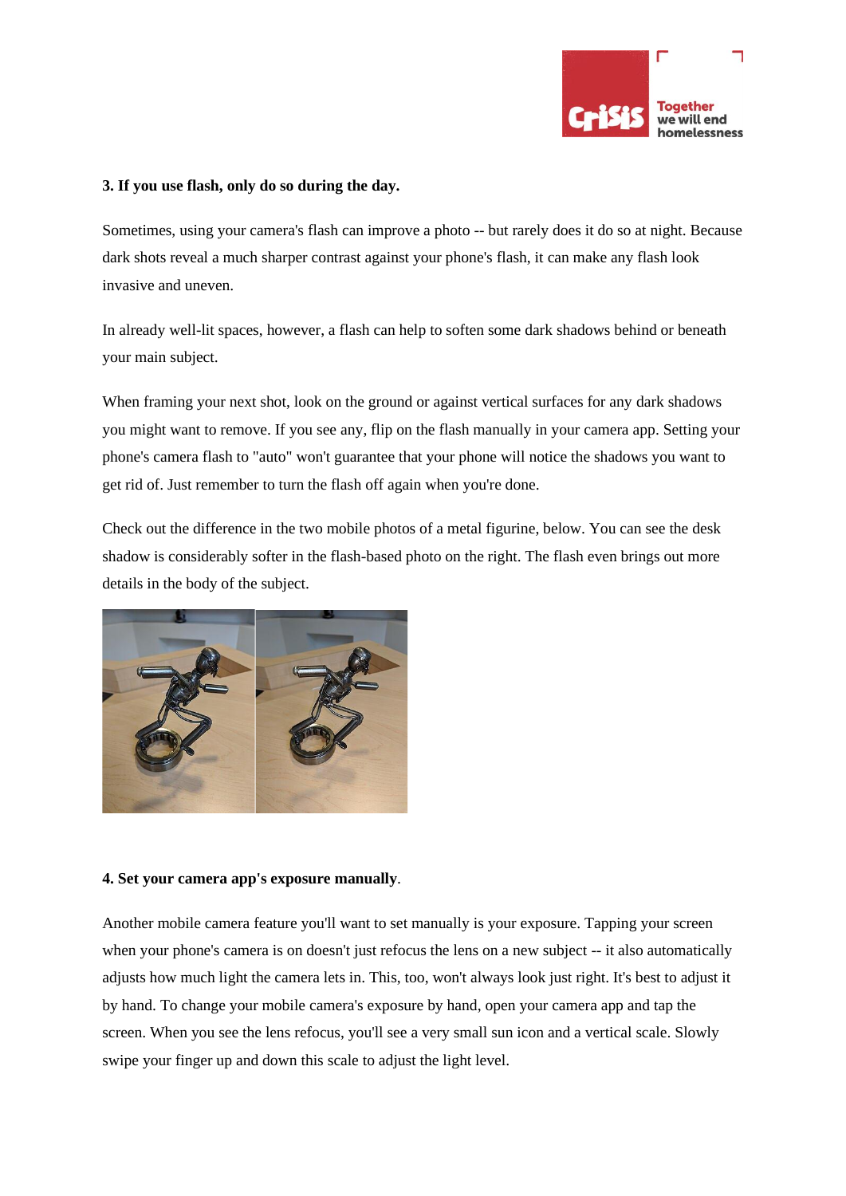**3. If you use flash, only do so during the day.**

Sometimes, using your camera's flash can improve a photo -- but rarely does it do so at night. Because dark shots reveal a much sharper contrast against your phone's flash, it can make any flash look invasive and uneven.

In already well-lit spaces, however, a flash can help to soften some dark shadows behind or beneath your main subject.

When framing your next shot, look on the ground or against vertical surfaces for any dark shadows you might want to remove. If you see any, flip on the flash manually in your camera app. Setting your phone's camera flash to "auto" won't guarantee that your phone will notice the shadows you want to get rid of. Just remember to turn the flash off again when you're done.

Check out the difference in the two mobile photos of a metal figurine, below. You can see the desk shadow is considerably softer in the flash-based photo on the right. The flash even brings out more details in the body of the subject.

**4. Set your camera app's exposure manually**.

Another mobile camera feature you'll want to set manually is your exposure. Tapping your screen when your phone's camera is on doesn't just refocus the lens on a new subject -- it also automatically adjusts how much light the camera lets in. This, too, won't always look just right. It's best to adjust it by hand. To change your mobile camera's exposure by hand, open your camera app and tap the screen. When you see the lens refocus, you'll see a very small sun icon and a vertical scale. Slowly swipe your finger up and down this scale to adjust the light level.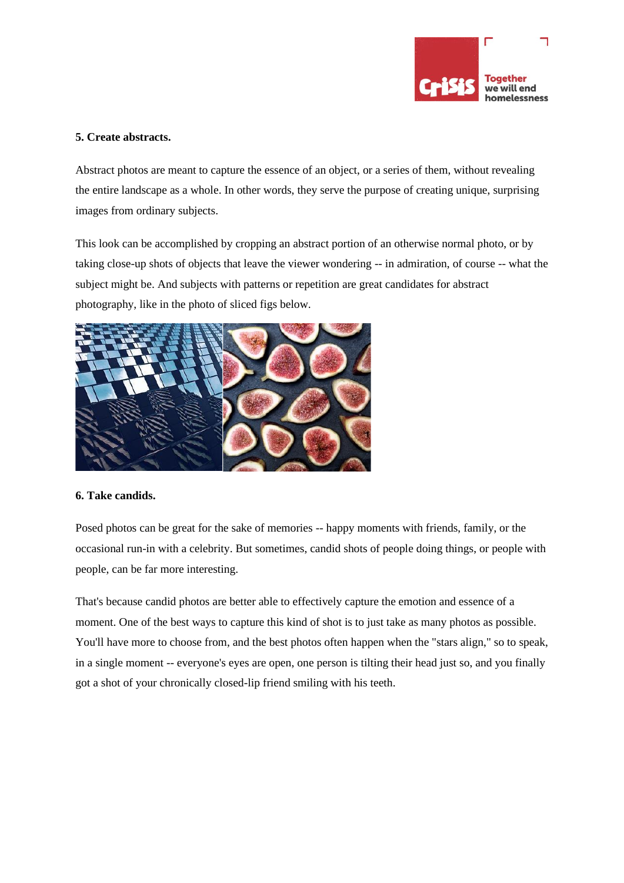**5. Create abstracts.**

Abstract photos are meant to capture the essence of an object, or a series of them, without revealing the entire landscape as a whole. In other words, they serve the purpose of creating unique, surprising images from ordinary subjects.

This look can be accomplished by cropping an abstract portion of an otherwise normal photo, or by taking close-up shots of objects that leave the viewer wondering -- in admiration, of course -- what the subject might be. And subjects with patterns or repetition are great candidates for abstract photography, like in the photo of sliced figs below.

**6. Take candids.**

Posed photos can be great for the sake of memories -- happy moments with friends, family, or the occasional run-in with a celebrity. But sometimes, candid shots of people doing things, or people with people, can be far more interesting.

That's because candid photos are better able to effectively capture the emotion and essence of a moment. One of the best ways to capture this kind of shot is to just take as many photos as possible. You'll have more to choose from, and the best photos often happen when the "stars align," so to speak, in a single moment -- everyone's eyes are open, one person is tilting their head just so, and you finally got a shot of your chronically closed-lip friend smiling with his teeth.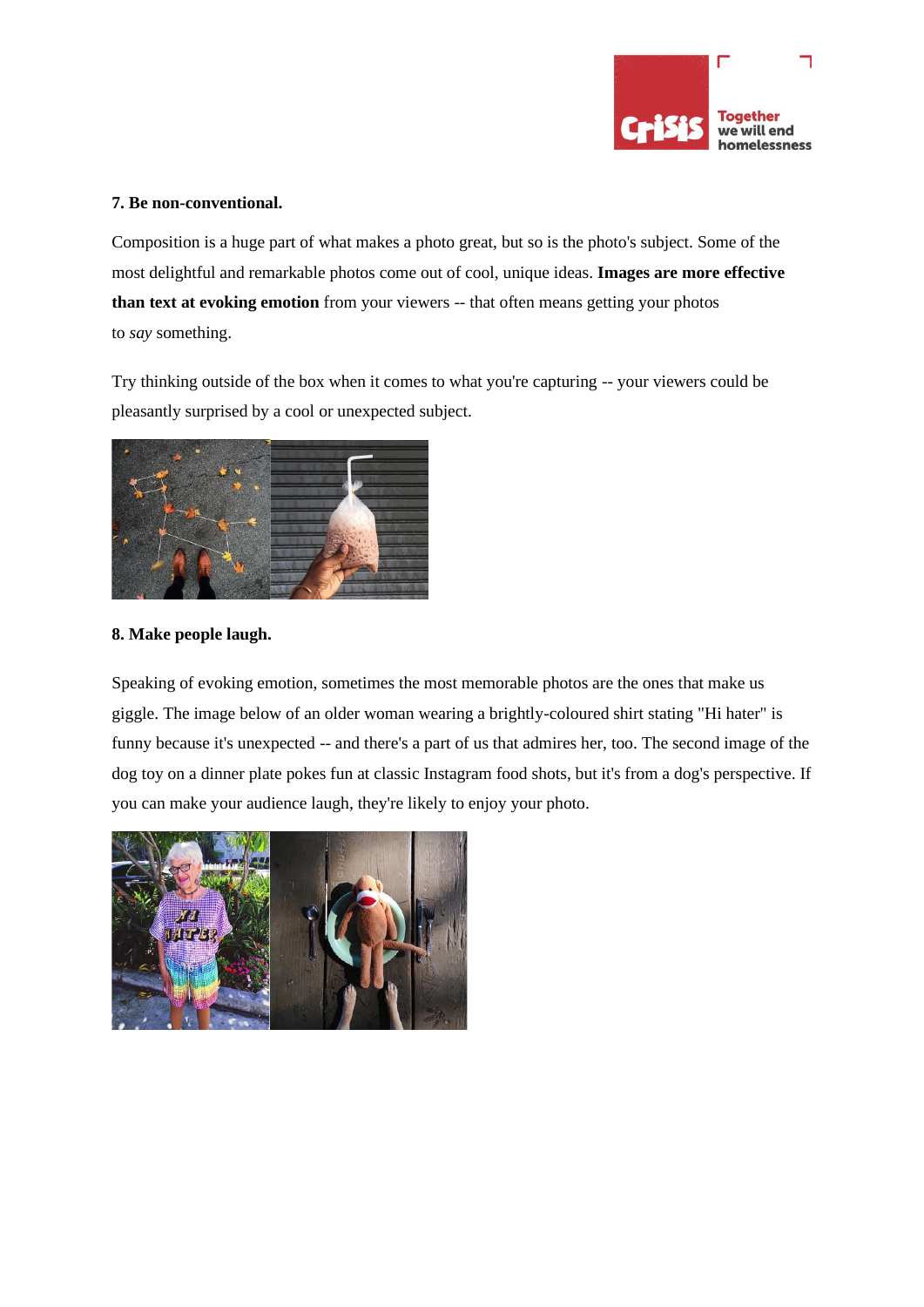**7. Be non-conventional.**

Composition is a huge part of what makes a photo great, but so is the photo's subject. Some of the most delightful and remarkable photos come out of cool, unique ideas. **Images are more effective than text at evoking emotion** from your viewers -- that often means getting your photos to *say* something.

Try thinking outside of the box when it comes to what you're capturing -- your viewers could be pleasantly surprised by a cool or unexpected subject.

**8. Make people laugh.**

Speaking of evoking emotion, sometimes the most memorable photos are the ones that make us giggle. The image below of an older woman wearing a brightly-coloured shirt stating "Hi hater" is funny because it's unexpected -- and there's a part of us that admires her, too. The second image of the dog toy on a dinner plate pokes fun at classic Instagram food shots, but it's from a dog's perspective. If you can make your audience laugh, they're likely to enjoy your photo.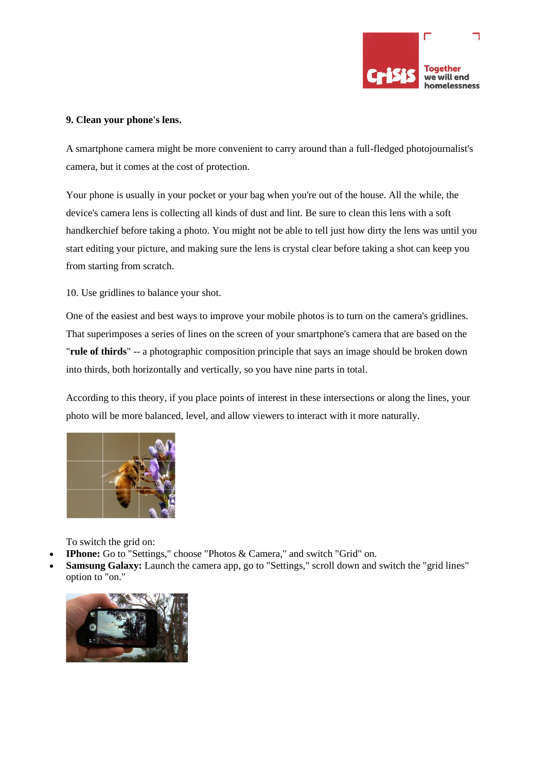**9. Clean your phone's lens.**

A smartphone camera might be more convenient to carry around than a full-fledged photojournalist's camera, but it comes at the cost of protection.

Your phone is usually in your pocket or your bag when you're out of the house. All the while, the device's camera lens is collecting all kinds of dust and lint. Be sure to clean this lens with a soft handkerchief before taking a photo. You might not be able to tell just how dirty the lens was until you start editing your picture, and making sure the lens is crystal clear before taking a shot can keep you from starting from scratch.

10. Use gridlines to balance your shot.

One of the easiest and best ways to improve your mobile photos is to turn on the camera's gridlines. That superimposes a series of lines on the screen of your smartphone's camera that are based on the "**rule of thirds**" -- a photographic composition principle that says an image should be broken down into thirds, both horizontally and vertically, so you have nine parts in total.

According to this theory, if you place points of interest in these intersections or along the lines, your photo will be more balanced, level, and allow viewers to interact with it more naturally.

To switch the grid on:

- **IPhone:** Go to "Settings," choose "Photos & Camera," and switch "Grid" on.
- **Samsung Galaxy:** Launch the camera app, go to "Settings," scroll down and switch the "grid lines" option to "on."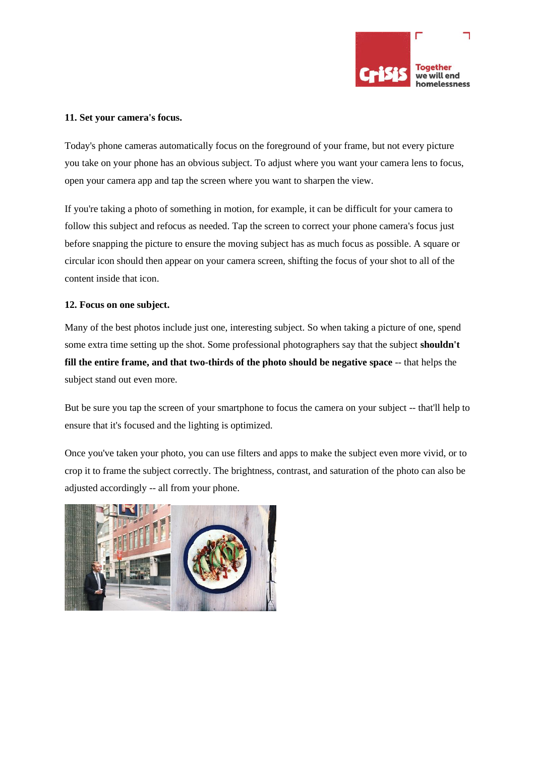**11. Set your camera's focus.**

Today's phone cameras automatically focus on the foreground of your frame, but not every picture you take on your phone has an obvious subject. To adjust where you want your camera lens to focus, open your camera app and tap the screen where you want to sharpen the view.

If you're taking a photo of something in motion, for example, it can be difficult for your camera to follow this subject and refocus as needed. Tap the screen to correct your phone camera's focus just before snapping the picture to ensure the moving subject has as much focus as possible. A square or circular icon should then appear on your camera screen, shifting the focus of your shot to all of the content inside that icon.

**12. Focus on one subject.**

Many of the best photos include just one, interesting subject. So when taking a picture of one, spend some extra time setting up the shot. Some professional photographers say that the subject **shouldn't fill the entire frame, and that two-thirds of the photo should be negative space** -- that helps the subject stand out even more.

But be sure you tap the screen of your smartphone to focus the camera on your subject -- that'll help to ensure that it's focused and the lighting is optimized.

Once you've taken your photo, you can use filters and apps to make the subject even more vivid, or to crop it to frame the subject correctly. The brightness, contrast, and saturation of the photo can also be adjusted accordingly -- all from your phone.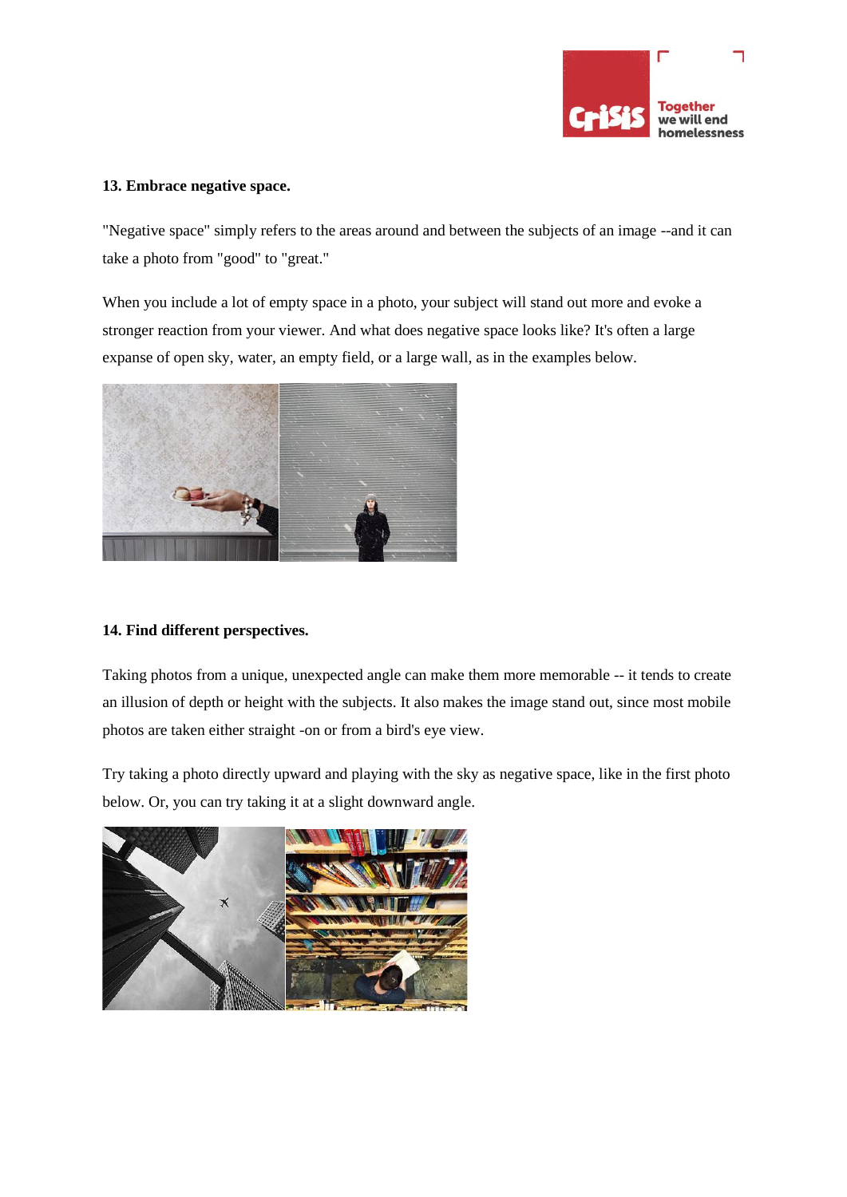**13. Embrace negative space.**

"Negative space" simply refers to the areas around and between the subjects of an image --and it can take a photo from "good" to "great."

When you include a lot of empty space in a photo, your subject will stand out more and evoke a stronger reaction from your viewer. And what does negative space looks like? It's often a large expanse of open sky, water, an empty field, or a large wall, as in the examples below.

**14. Find different perspectives.**

Taking photos from a unique, unexpected angle can make them more memorable -- it tends to create an illusion of depth or height with the subjects. It also makes the image stand out, since most mobile photos are taken either straight -on or from a bird's eye view.

Try taking a photo directly upward and playing with the sky as negative space, like in the first photo below. Or, you can try taking it at a slight downward angle.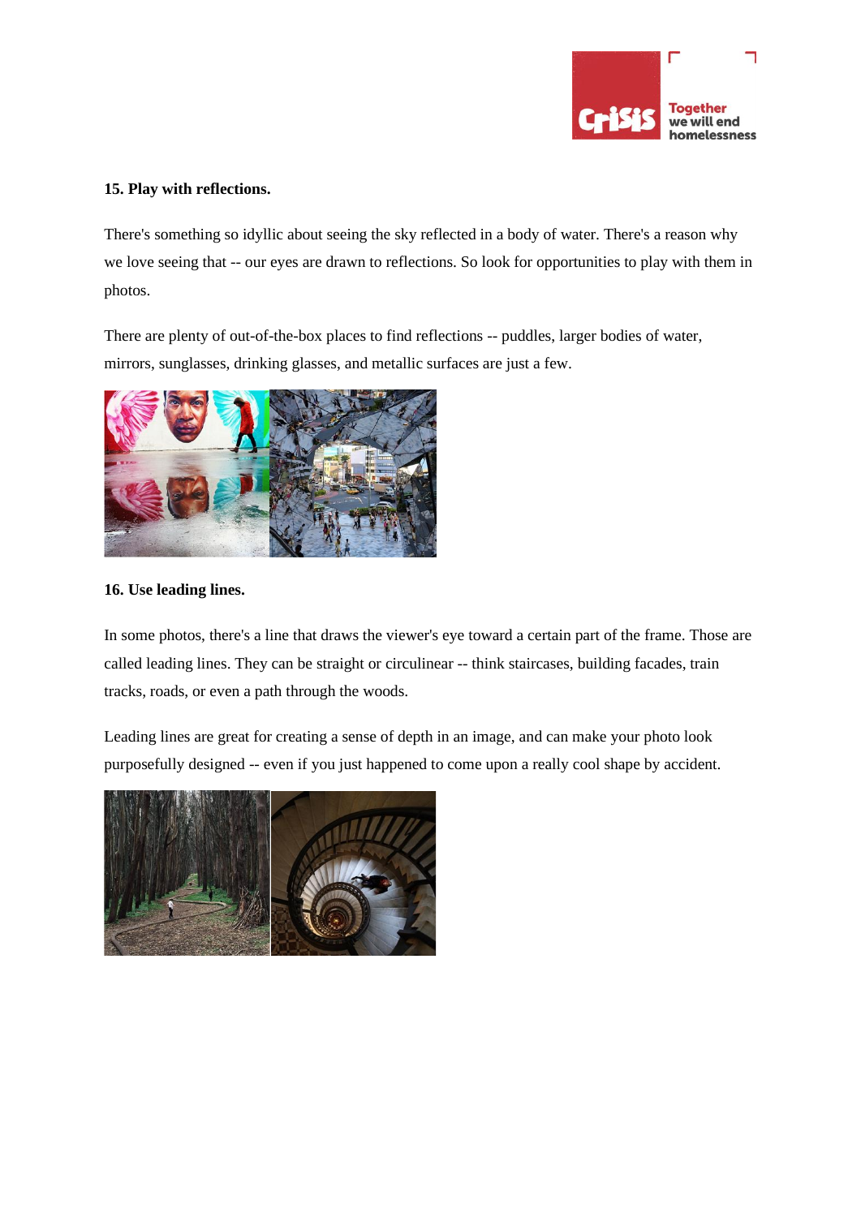**15. Play with reflections.**

There's something so idyllic about seeing the sky reflected in a body of water. There's a reason why we love seeing that -- our eyes are drawn to reflections. So look for opportunities to play with them in photos.

There are plenty of out-of-the-box places to find reflections -- puddles, larger bodies of water, mirrors, sunglasses, drinking glasses, and metallic surfaces are just a few.

**16. Use leading lines.**

In some photos, there's a line that draws the viewer's eye toward a certain part of the frame. Those are called leading lines. They can be straight or circulinear -- think staircases, building facades, train tracks, roads, or even a path through the woods.

Leading lines are great for creating a sense of depth in an image, and can make your photo look purposefully designed -- even if you just happened to come upon a really cool shape by accident.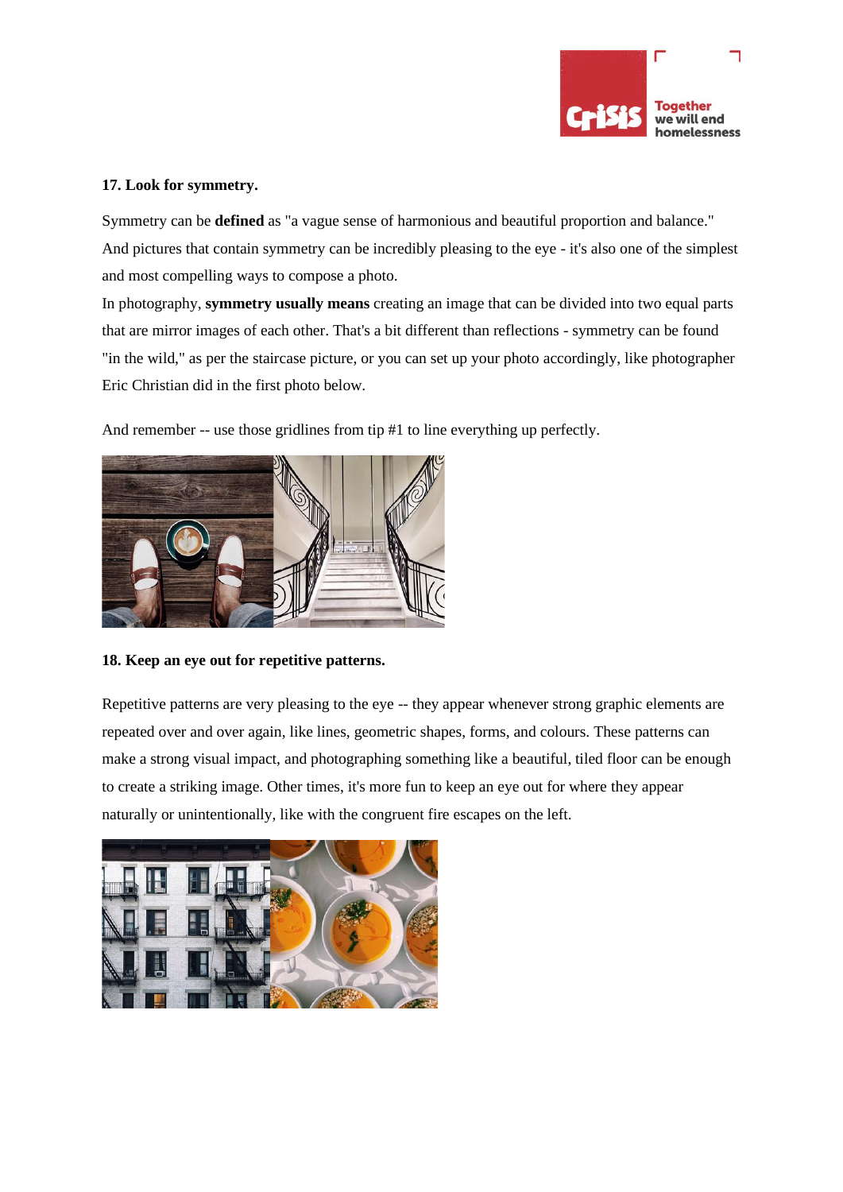**17. Look for symmetry.**

Symmetry can be **defined** as "a vague sense of harmonious and beautiful proportion and balance." And pictures that contain symmetry can be incredibly pleasing to the eye - it's also one of the simplest and most compelling ways to compose a photo.

In photography, **symmetry usually means** creating an image that can be divided into two equal parts that are mirror images of each other. That's a bit different than reflections - symmetry can be found "in the wild," as per the staircase picture, or you can set up your photo accordingly, like photographer Eric Christian did in the first photo below.

And remember -- use those gridlines from tip #1 to line everything up perfectly.

**18. Keep an eye out for repetitive patterns.**

Repetitive patterns are very pleasing to the eye -- they appear whenever strong graphic elements are repeated over and over again, like lines, geometric shapes, forms, and colours. These patterns can make a strong visual impact, and photographing something like a beautiful, tiled floor can be enough to create a striking image. Other times, it's more fun to keep an eye out for where they appear naturally or unintentionally, like with the congruent fire escapes on the left.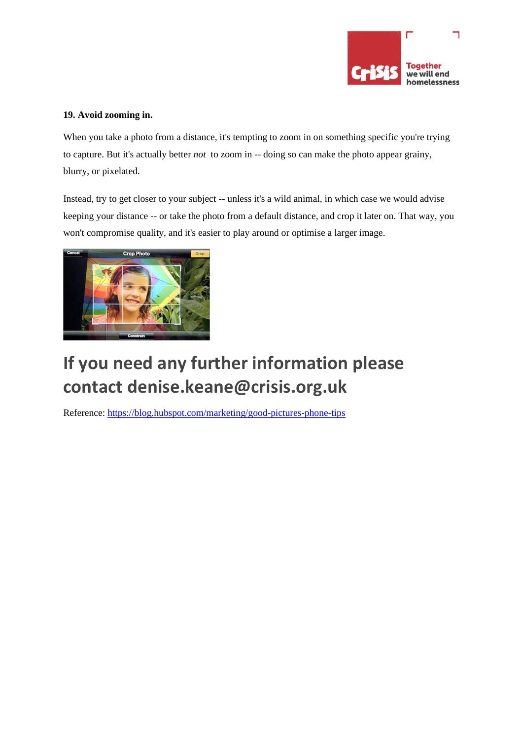**19. Avoid zooming in.**

When you take a photo from a distance, it's tempting to zoom in on something specific you're trying to capture. But it's actually better *not* to zoom in -- doing so can make the photo appear grainy, blurry, or pixelated.

Instead, try to get closer to your subject -- unless it's a wild animal, in which case we would advise keeping your distance -- or take the photo from a default distance, and crop it later on. That way, you won't compromise quality, and it's easier to play around or optimise a larger image.

# If you need any further information please contact denise.keane@crisis.org.uk

Reference: https://blog.hubspot.com/marketing/good-pictures-phone-tips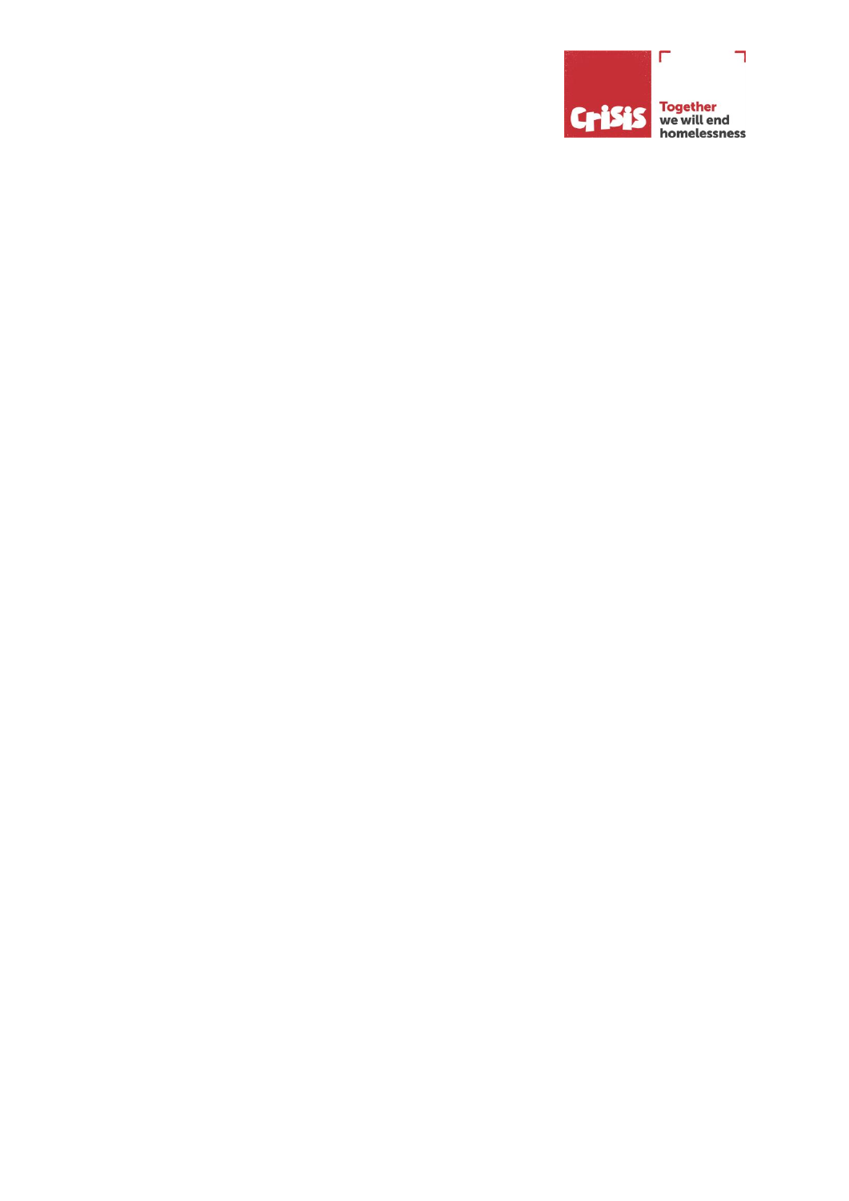Crisis

Together we will end homelessness